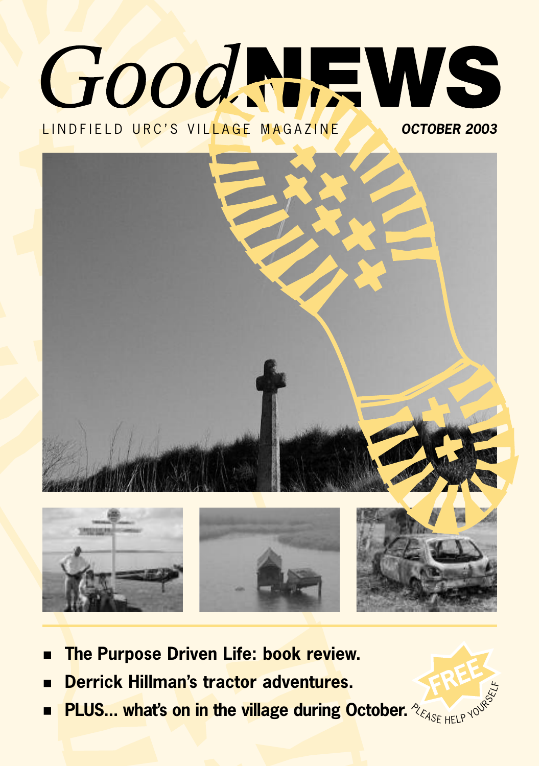# *Good*NEWS

LINDFIELD URC'S VILLAGE MAGAZINE

***OCTOBER 2003***

- **The Purpose Driven Life: book review.**
- **Derrick Hillman's tractor adventures.**
- **PLUS... what's on in the village during October.**

FREE

PLEASE HELP YOURSELF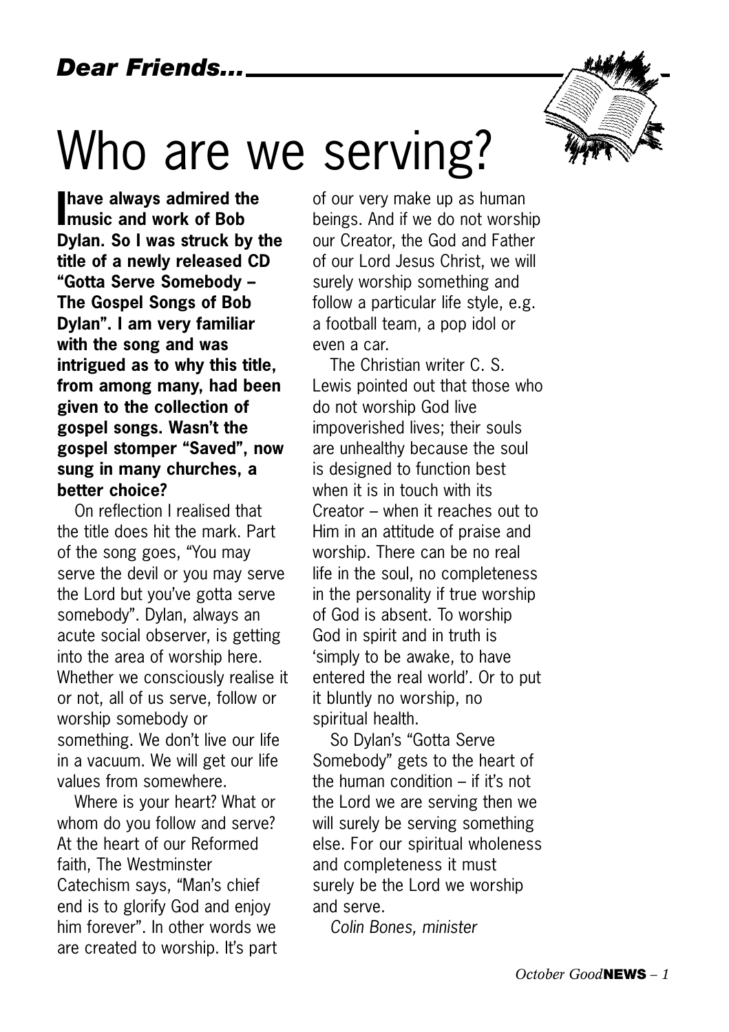*Dear Friends...*

# Who are we serving?

**I have always admired the music and work of Bob Dylan. So I was struck by the title of a newly released CD "Gotta Serve Somebody – The Gospel Songs of Bob Dylan". I am very familiar with the song and was intrigued as to why this title, from among many, had been given to the collection of gospel songs. Wasn't the gospel stomper "Saved", now sung in many churches, a better choice?**

On reflection I realised that the title does hit the mark. Part of the song goes, "You may serve the devil or you may serve the Lord but you've gotta serve somebody". Dylan, always an acute social observer, is getting into the area of worship here. Whether we consciously realise it or not, all of us serve, follow or worship somebody or something. We don't live our life in a vacuum. We will get our life values from somewhere.

Where is your heart? What or whom do you follow and serve? At the heart of our Reformed faith, The Westminster Catechism says, "Man's chief end is to glorify God and enjoy him forever". In other words we are created to worship. It's part of our very make up as human beings. And if we do not worship our Creator, the God and Father of our Lord Jesus Christ, we will surely worship something and follow a particular life style, e.g. a football team, a pop idol or even a car.

The Christian writer C. S. Lewis pointed out that those who do not worship God live impoverished lives; their souls are unhealthy because the soul is designed to function best when it is in touch with its Creator – when it reaches out to Him in an attitude of praise and worship. There can be no real life in the soul, no completeness in the personality if true worship of God is absent. To worship God in spirit and in truth is 'simply to be awake, to have entered the real world'. Or to put it bluntly no worship, no spiritual health.

So Dylan's "Gotta Serve Somebody" gets to the heart of the human condition – if it's not the Lord we are serving then we will surely be serving something else. For our spiritual wholeness and completeness it must surely be the Lord we worship and serve.

*Colin Bones, minister*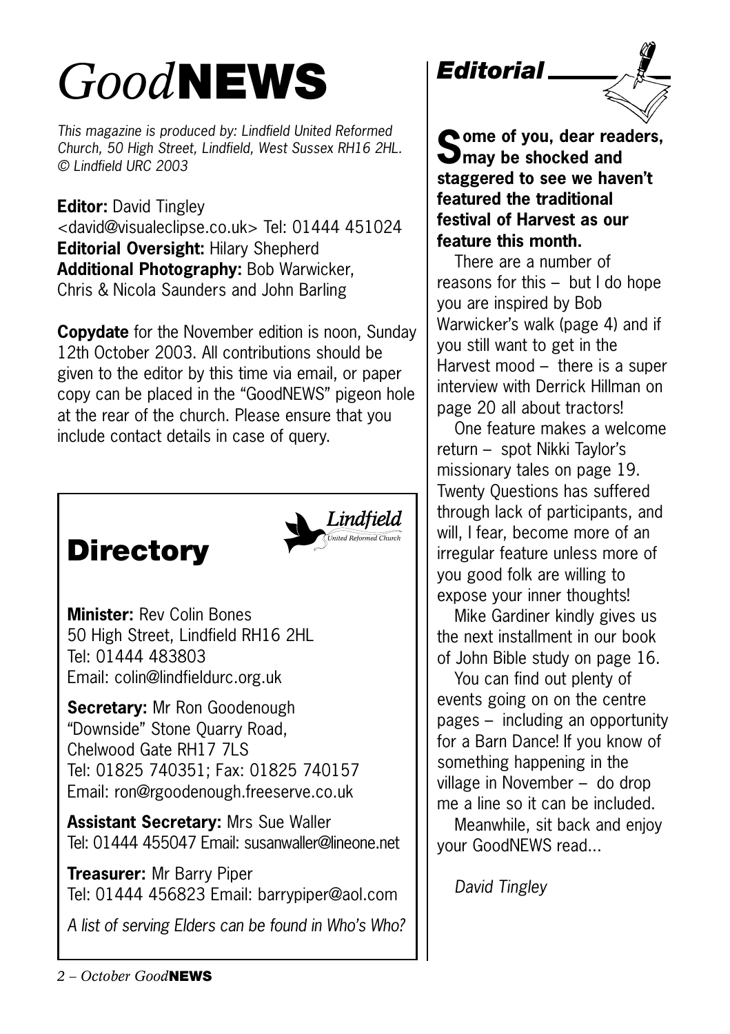# *Good*NEWS

*This magazine is produced by: Lindfield United Reformed Church, 50 High Street, Lindfield, West Sussex RH16 2HL. © Lindfield URC 2003*

**Editor:** David Tingley
<david@visualeclipse.co.uk> Tel: 01444 451024
**Editorial Oversight:** Hilary Shepherd
**Additional Photography:** Bob Warwicker, Chris & Nicola Saunders and John Barling

**Copydate** for the November edition is noon, Sunday 12th October 2003. All contributions should be given to the editor by this time via email, or paper copy can be placed in the "GoodNEWS" pigeon hole at the rear of the church. Please ensure that you include contact details in case of query.

## Directory

**Minister:** Rev Colin Bones
50 High Street, Lindfield RH16 2HL
Tel: 01444 483803
Email: colin@lindfieldurc.org.uk

**Secretary:** Mr Ron Goodenough
"Downside" Stone Quarry Road,
Chelwood Gate RH17 7LS
Tel: 01825 740351; Fax: 01825 740157
Email: ron@rgoodenough.freeserve.co.uk

**Assistant Secretary:** Mrs Sue Waller
Tel: 01444 455047 Email: susanwaller@lineone.net

**Treasurer:** Mr Barry Piper
Tel: 01444 456823 Email: barrypiper@aol.com

*A list of serving Elders can be found in Who's Who?*

## Editorial

**Some of you, dear readers, may be shocked and staggered to see we haven't featured the traditional festival of Harvest as our feature this month.**

There are a number of reasons for this – but I do hope you are inspired by Bob Warwicker's walk (page 4) and if you still want to get in the Harvest mood – there is a super interview with Derrick Hillman on page 20 all about tractors!

One feature makes a welcome return – spot Nikki Taylor's missionary tales on page 19. Twenty Questions has suffered through lack of participants, and will, I fear, become more of an irregular feature unless more of you good folk are willing to expose your inner thoughts!

Mike Gardiner kindly gives us the next installment in our book of John Bible study on page 16.

You can find out plenty of events going on on the centre pages – including an opportunity for a Barn Dance! If you know of something happening in the village in November – do drop me a line so it can be included.

Meanwhile, sit back and enjoy your GoodNEWS read...

*David Tingley*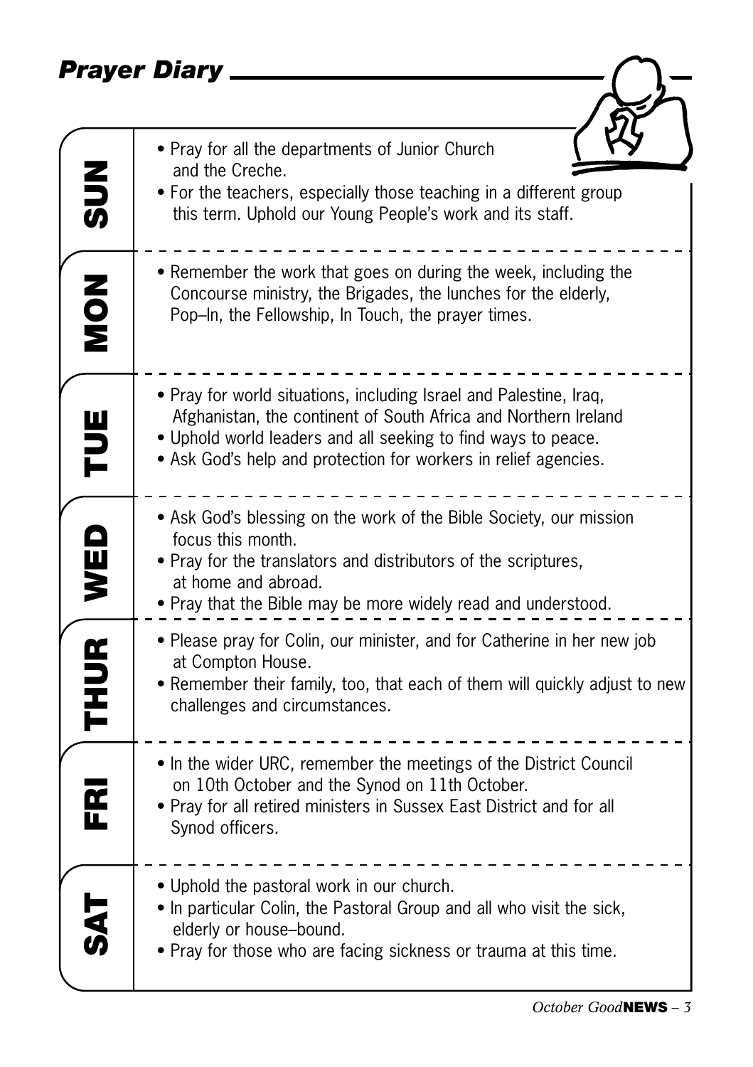# Prayer Diary

## SUN

- Pray for all the departments of Junior Church and the Creche.
- For the teachers, especially those teaching in a different group this term. Uphold our Young People's work and its staff.

## MON

- Remember the work that goes on during the week, including the Concourse ministry, the Brigades, the lunches for the elderly, Pop–In, the Fellowship, In Touch, the prayer times.

## TUE

- Pray for world situations, including Israel and Palestine, Iraq, Afghanistan, the continent of South Africa and Northern Ireland
- Uphold world leaders and all seeking to find ways to peace.
- Ask God's help and protection for workers in relief agencies.

## WED

- Ask God's blessing on the work of the Bible Society, our mission focus this month.
- Pray for the translators and distributors of the scriptures, at home and abroad.
- Pray that the Bible may be more widely read and understood.

## THUR

- Please pray for Colin, our minister, and for Catherine in her new job at Compton House.
- Remember their family, too, that each of them will quickly adjust to new challenges and circumstances.

## FRI

- In the wider URC, remember the meetings of the District Council on 10th October and the Synod on 11th October.
- Pray for all retired ministers in Sussex East District and for all Synod officers.

## SAT

- Uphold the pastoral work in our church.
- In particular Colin, the Pastoral Group and all who visit the sick, elderly or house–bound.
- Pray for those who are facing sickness or trauma at this time.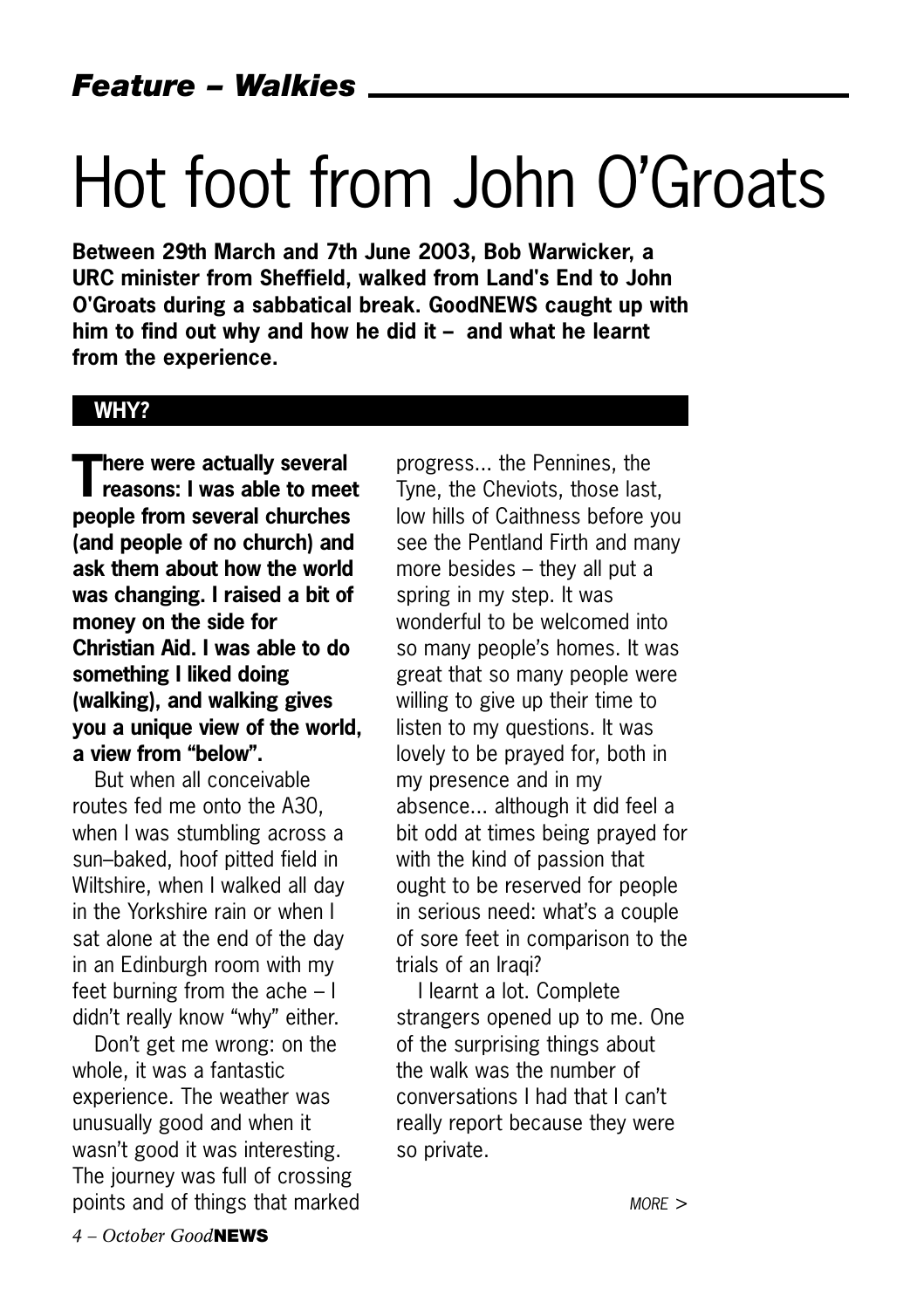*Feature – Walkies*

# Hot foot from John O'Groats

**Between 29th March and 7th June 2003, Bob Warwicker, a URC minister from Sheffield, walked from Land's End to John O'Groats during a sabbatical break. GoodNEWS caught up with him to find out why and how he did it – and what he learnt from the experience.**

## WHY?

**There were actually several reasons: I was able to meet people from several churches (and people of no church) and ask them about how the world was changing. I raised a bit of money on the side for Christian Aid. I was able to do something I liked doing (walking), and walking gives you a unique view of the world, a view from "below".**

But when all conceivable routes fed me onto the A30, when I was stumbling across a sun–baked, hoof pitted field in Wiltshire, when I walked all day in the Yorkshire rain or when I sat alone at the end of the day in an Edinburgh room with my feet burning from the ache – I didn't really know "why" either.

Don't get me wrong: on the whole, it was a fantastic experience. The weather was unusually good and when it wasn't good it was interesting. The journey was full of crossing points and of things that marked progress... the Pennines, the Tyne, the Cheviots, those last, low hills of Caithness before you see the Pentland Firth and many more besides – they all put a spring in my step. It was wonderful to be welcomed into so many people's homes. It was great that so many people were willing to give up their time to listen to my questions. It was lovely to be prayed for, both in my presence and in my absence... although it did feel a bit odd at times being prayed for with the kind of passion that ought to be reserved for people in serious need: what's a couple of sore feet in comparison to the trials of an Iraqi?

I learnt a lot. Complete strangers opened up to me. One of the surprising things about the walk was the number of conversations I had that I can't really report because they were so private.

*MORE >*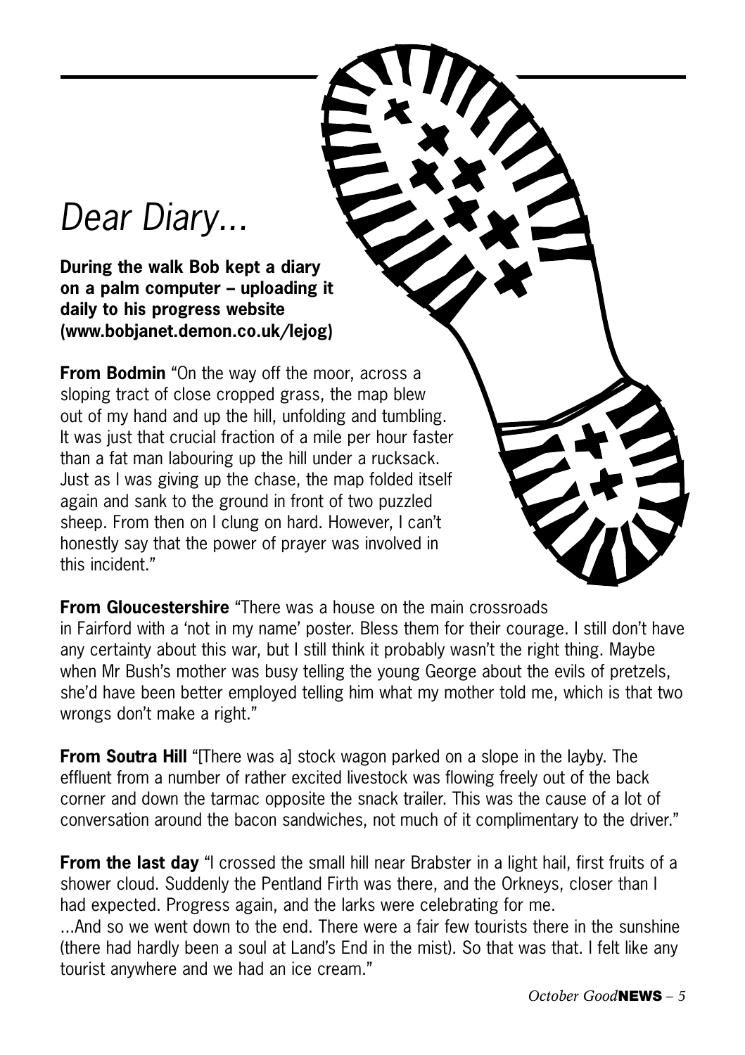# *Dear Diary...*

**During the walk Bob kept a diary on a palm computer – uploading it daily to his progress website (www.bobjanet.demon.co.uk/lejog)**

**From Bodmin** "On the way off the moor, across a sloping tract of close cropped grass, the map blew out of my hand and up the hill, unfolding and tumbling. It was just that crucial fraction of a mile per hour faster than a fat man labouring up the hill under a rucksack. Just as I was giving up the chase, the map folded itself again and sank to the ground in front of two puzzled sheep. From then on I clung on hard. However, I can't honestly say that the power of prayer was involved in this incident."

**From Gloucestershire** "There was a house on the main crossroads in Fairford with a 'not in my name' poster. Bless them for their courage. I still don't have any certainty about this war, but I still think it probably wasn't the right thing. Maybe when Mr Bush's mother was busy telling the young George about the evils of pretzels, she'd have been better employed telling him what my mother told me, which is that two wrongs don't make a right."

**From Soutra Hill** "[There was a] stock wagon parked on a slope in the layby. The effluent from a number of rather excited livestock was flowing freely out of the back corner and down the tarmac opposite the snack trailer. This was the cause of a lot of conversation around the bacon sandwiches, not much of it complimentary to the driver."

**From the last day** "I crossed the small hill near Brabster in a light hail, first fruits of a shower cloud. Suddenly the Pentland Firth was there, and the Orkneys, closer than I had expected. Progress again, and the larks were celebrating for me.

...And so we went down to the end. There were a fair few tourists there in the sunshine (there had hardly been a soul at Land's End in the mist). So that was that. I felt like any tourist anywhere and we had an ice cream."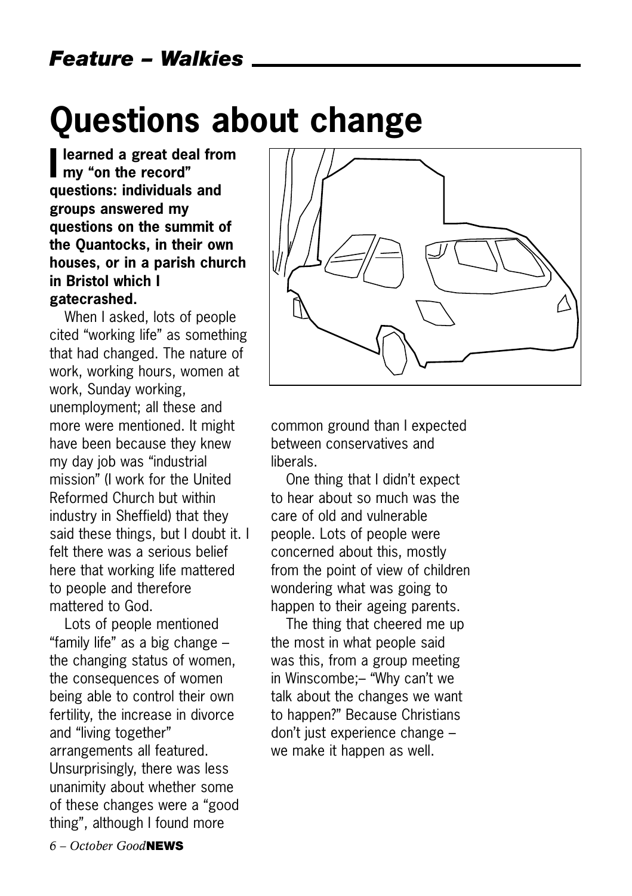## Feature – Walkies

# Questions about change

**I learned a great deal from my "on the record" questions: individuals and groups answered my questions on the summit of the Quantocks, in their own houses, or in a parish church in Bristol which I gatecrashed.**

When I asked, lots of people cited "working life" as something that had changed. The nature of work, working hours, women at work, Sunday working, unemployment; all these and more were mentioned. It might have been because they knew my day job was "industrial mission" (I work for the United Reformed Church but within industry in Sheffield) that they said these things, but I doubt it. I felt there was a serious belief here that working life mattered to people and therefore mattered to God.

Lots of people mentioned "family life" as a big change – the changing status of women, the consequences of women being able to control their own fertility, the increase in divorce and "living together" arrangements all featured. Unsurprisingly, there was less unanimity about whether some of these changes were a "good thing", although I found more common ground than I expected between conservatives and liberals.

One thing that I didn't expect to hear about so much was the care of old and vulnerable people. Lots of people were concerned about this, mostly from the point of view of children wondering what was going to happen to their ageing parents.

The thing that cheered me up the most in what people said was this, from a group meeting in Winscombe;– "Why can't we talk about the changes we want to happen?" Because Christians don't just experience change – we make it happen as well.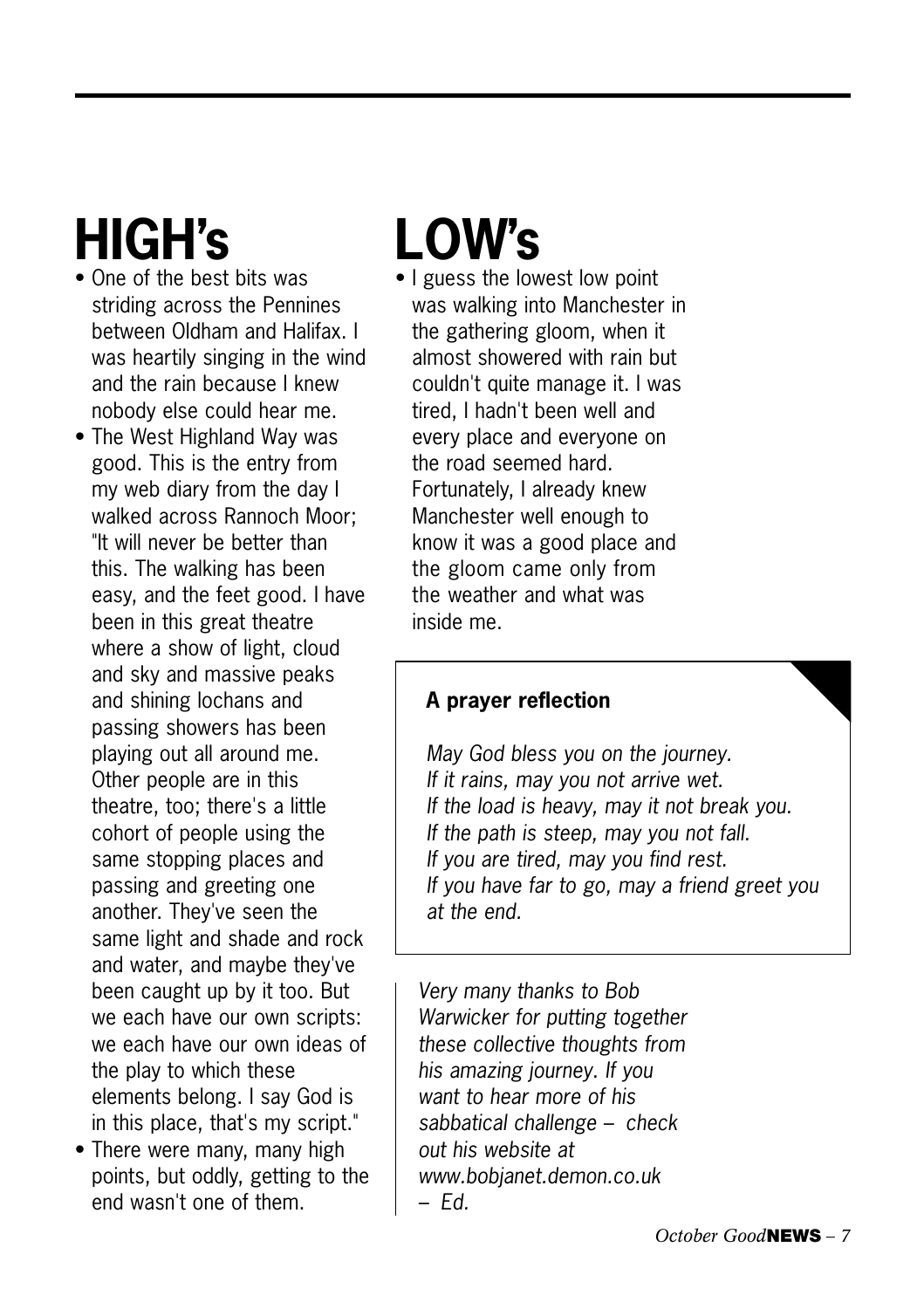# HIGH's

- One of the best bits was striding across the Pennines between Oldham and Halifax. I was heartily singing in the wind and the rain because I knew nobody else could hear me.
- The West Highland Way was good. This is the entry from my web diary from the day I walked across Rannoch Moor; "It will never be better than this. The walking has been easy, and the feet good. I have been in this great theatre where a show of light, cloud and sky and massive peaks and shining lochans and passing showers has been playing out all around me. Other people are in this theatre, too; there's a little cohort of people using the same stopping places and passing and greeting one another. They've seen the same light and shade and rock and water, and maybe they've been caught up by it too. But we each have our own scripts: we each have our own ideas of the play to which these elements belong. I say God is in this place, that's my script."
- There were many, many high points, but oddly, getting to the end wasn't one of them.

# LOW's

- I guess the lowest low point was walking into Manchester in the gathering gloom, when it almost showered with rain but couldn't quite manage it. I was tired, I hadn't been well and every place and everyone on the road seemed hard. Fortunately, I already knew Manchester well enough to know it was a good place and the gloom came only from the weather and what was inside me.

**A prayer reflection**

*May God bless you on the journey.*
*If it rains, may you not arrive wet.*
*If the load is heavy, may it not break you.*
*If the path is steep, may you not fall.*
*If you are tired, may you find rest.*
*If you have far to go, may a friend greet you at the end.*

*Very many thanks to Bob Warwicker for putting together these collective thoughts from his amazing journey. If you want to hear more of his sabbatical challenge – check out his website at www.bobjanet.demon.co.uk – Ed.*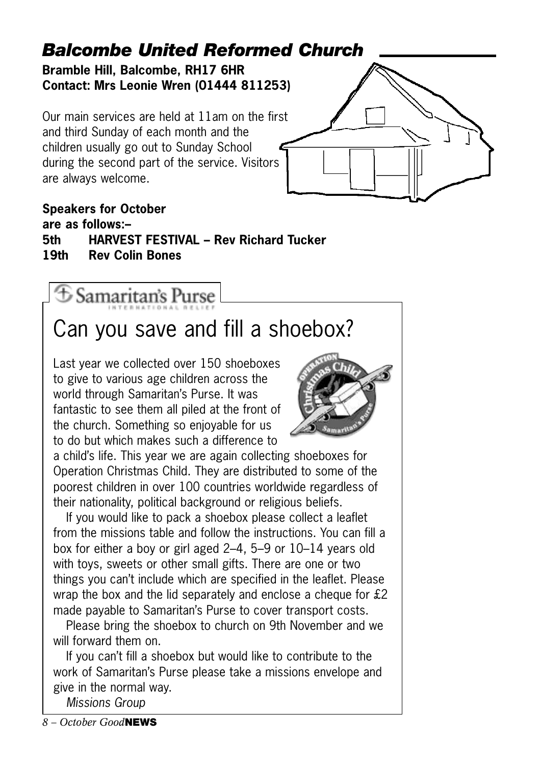## Balcombe United Reformed Church

**Bramble Hill, Balcombe, RH17 6HR**
**Contact: Mrs Leonie Wren (01444 811253)**

Our main services are held at 11am on the first and third Sunday of each month and the children usually go out to Sunday School during the second part of the service. Visitors are always welcome.

**Speakers for October are as follows:–**
**5th HARVEST FESTIVAL – Rev Richard Tucker**
**19th Rev Colin Bones**

Samaritan's Purse
INTERNATIONAL RELIEF

# Can you save and fill a shoebox?

Last year we collected over 150 shoeboxes to give to various age children across the world through Samaritan's Purse. It was fantastic to see them all piled at the front of the church. Something so enjoyable for us to do but which makes such a difference to a child's life. This year we are again collecting shoeboxes for Operation Christmas Child. They are distributed to some of the poorest children in over 100 countries worldwide regardless of their nationality, political background or religious beliefs.

If you would like to pack a shoebox please collect a leaflet from the missions table and follow the instructions. You can fill a box for either a boy or girl aged 2–4, 5–9 or 10–14 years old with toys, sweets or other small gifts. There are one or two things you can't include which are specified in the leaflet. Please wrap the box and the lid separately and enclose a cheque for £2 made payable to Samaritan's Purse to cover transport costs.

Please bring the shoebox to church on 9th November and we will forward them on.

If you can't fill a shoebox but would like to contribute to the work of Samaritan's Purse please take a missions envelope and give in the normal way.

*Missions Group*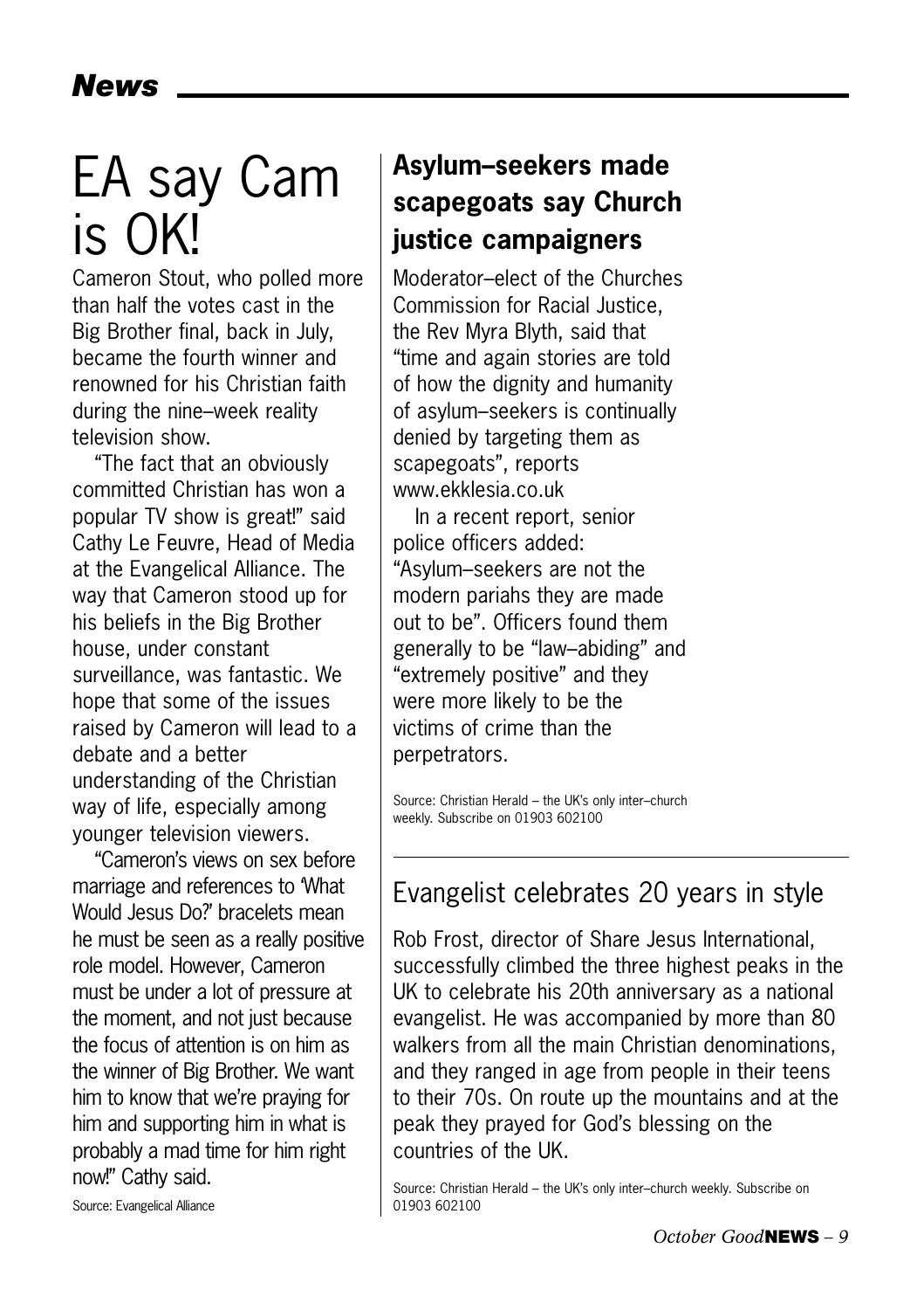# EA say Cam is OK!

Cameron Stout, who polled more than half the votes cast in the Big Brother final, back in July, became the fourth winner and renowned for his Christian faith during the nine–week reality television show.

"The fact that an obviously committed Christian has won a popular TV show is great!" said Cathy Le Feuvre, Head of Media at the Evangelical Alliance. The way that Cameron stood up for his beliefs in the Big Brother house, under constant surveillance, was fantastic. We hope that some of the issues raised by Cameron will lead to a debate and a better understanding of the Christian way of life, especially among younger television viewers.

"Cameron's views on sex before marriage and references to 'What Would Jesus Do?' bracelets mean he must be seen as a really positive role model. However, Cameron must be under a lot of pressure at the moment, and not just because the focus of attention is on him as the winner of Big Brother. We want him to know that we're praying for him and supporting him in what is probably a mad time for him right now!" Cathy said.

Source: Evangelical Alliance

## Asylum–seekers made scapegoats say Church justice campaigners

Moderator–elect of the Churches Commission for Racial Justice, the Rev Myra Blyth, said that "time and again stories are told of how the dignity and humanity of asylum–seekers is continually denied by targeting them as scapegoats", reports www.ekklesia.co.uk

In a recent report, senior police officers added: "Asylum–seekers are not the modern pariahs they are made out to be". Officers found them generally to be "law–abiding" and "extremely positive" and they were more likely to be the victims of crime than the perpetrators.

Source: Christian Herald – the UK's only inter–church weekly. Subscribe on 01903 602100

## Evangelist celebrates 20 years in style

Rob Frost, director of Share Jesus International, successfully climbed the three highest peaks in the UK to celebrate his 20th anniversary as a national evangelist. He was accompanied by more than 80 walkers from all the main Christian denominations, and they ranged in age from people in their teens to their 70s. On route up the mountains and at the peak they prayed for God's blessing on the countries of the UK.

Source: Christian Herald – the UK's only inter–church weekly. Subscribe on 01903 602100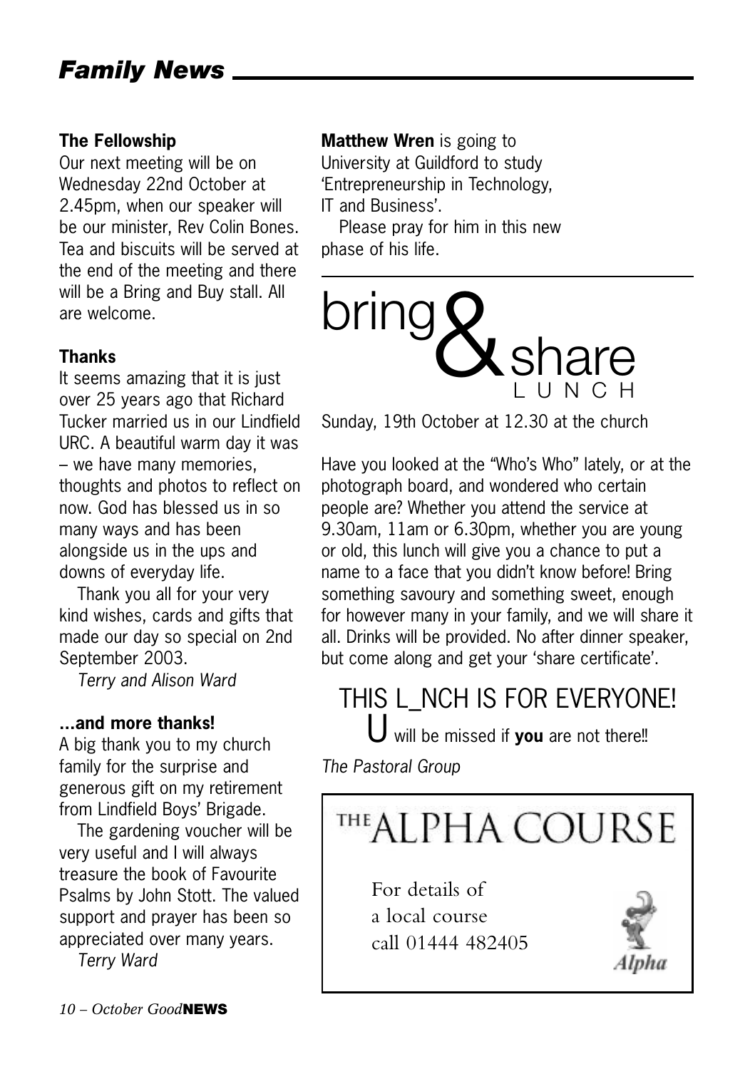# Family News

### The Fellowship

Our next meeting will be on Wednesday 22nd October at 2.45pm, when our speaker will be our minister, Rev Colin Bones. Tea and biscuits will be served at the end of the meeting and there will be a Bring and Buy stall. All are welcome.

### Thanks

It seems amazing that it is just over 25 years ago that Richard Tucker married us in our Lindfield URC. A beautiful warm day it was – we have many memories, thoughts and photos to reflect on now. God has blessed us in so many ways and has been alongside us in the ups and downs of everyday life.

Thank you all for your very kind wishes, cards and gifts that made our day so special on 2nd September 2003.

*Terry and Alison Ward*

### …and more thanks!

A big thank you to my church family for the surprise and generous gift on my retirement from Lindfield Boys' Brigade.

The gardening voucher will be very useful and I will always treasure the book of Favourite Psalms by John Stott. The valued support and prayer has been so appreciated over many years.

*Terry Ward*

**Matthew Wren** is going to University at Guildford to study 'Entrepreneurship in Technology, IT and Business'.

Please pray for him in this new phase of his life.

---

## bring & share LUNCH

Sunday, 19th October at 12.30 at the church

Have you looked at the "Who's Who" lately, or at the photograph board, and wondered who certain people are? Whether you attend the service at 9.30am, 11am or 6.30pm, whether you are young or old, this lunch will give you a chance to put a name to a face that you didn't know before! Bring something savoury and something sweet, enough for however many in your family, and we will share it all. Drinks will be provided. No after dinner speaker, but come along and get your 'share certificate'.

THIS L_NCH IS FOR EVERYONE!

U will be missed if **you** are not there!!

*The Pastoral Group*

---

## THE ALPHA COURSE

For details of a local course call 01444 482405

Alpha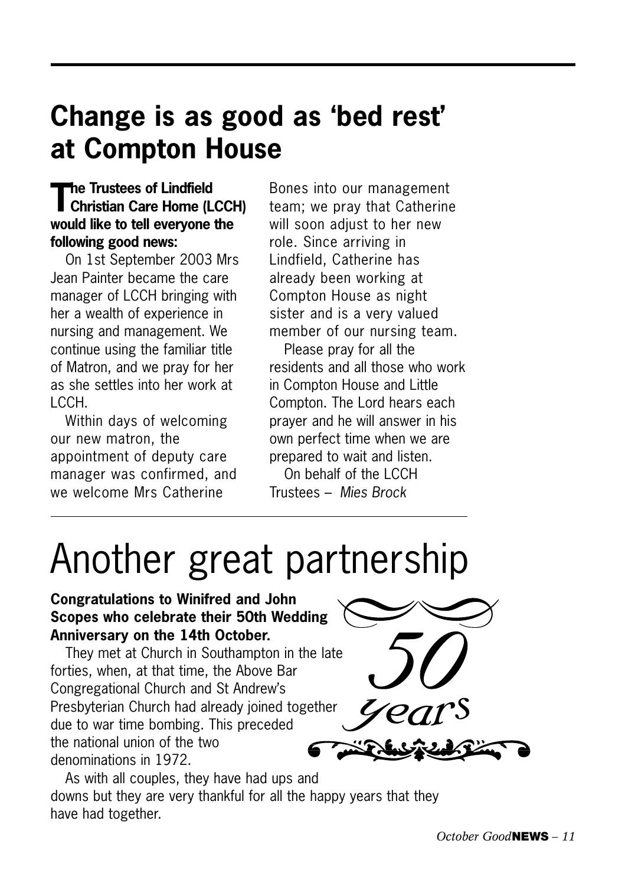## Change is as good as 'bed rest' at Compton House

**The Trustees of Lindfield Christian Care Home (LCCH) would like to tell everyone the following good news:**

On 1st September 2003 Mrs Jean Painter became the care manager of LCCH bringing with her a wealth of experience in nursing and management. We continue using the familiar title of Matron, and we pray for her as she settles into her work at LCCH.

Within days of welcoming our new matron, the appointment of deputy care manager was confirmed, and we welcome Mrs Catherine Bones into our management team; we pray that Catherine will soon adjust to her new role. Since arriving in Lindfield, Catherine has already been working at Compton House as night sister and is a very valued member of our nursing team.

Please pray for all the residents and all those who work in Compton House and Little Compton. The Lord hears each prayer and he will answer in his own perfect time when we are prepared to wait and listen.

On behalf of the LCCH Trustees – *Mies Brock*

# Another great partnership

**Congratulations to Winifred and John Scopes who celebrate their 50th Wedding Anniversary on the 14th October.**

They met at Church in Southampton in the late forties, when, at that time, the Above Bar Congregational Church and St Andrew's Presbyterian Church had already joined together due to war time bombing. This preceded the national union of the two denominations in 1972.

*50 years*

As with all couples, they have had ups and downs but they are very thankful for all the happy years that they have had together.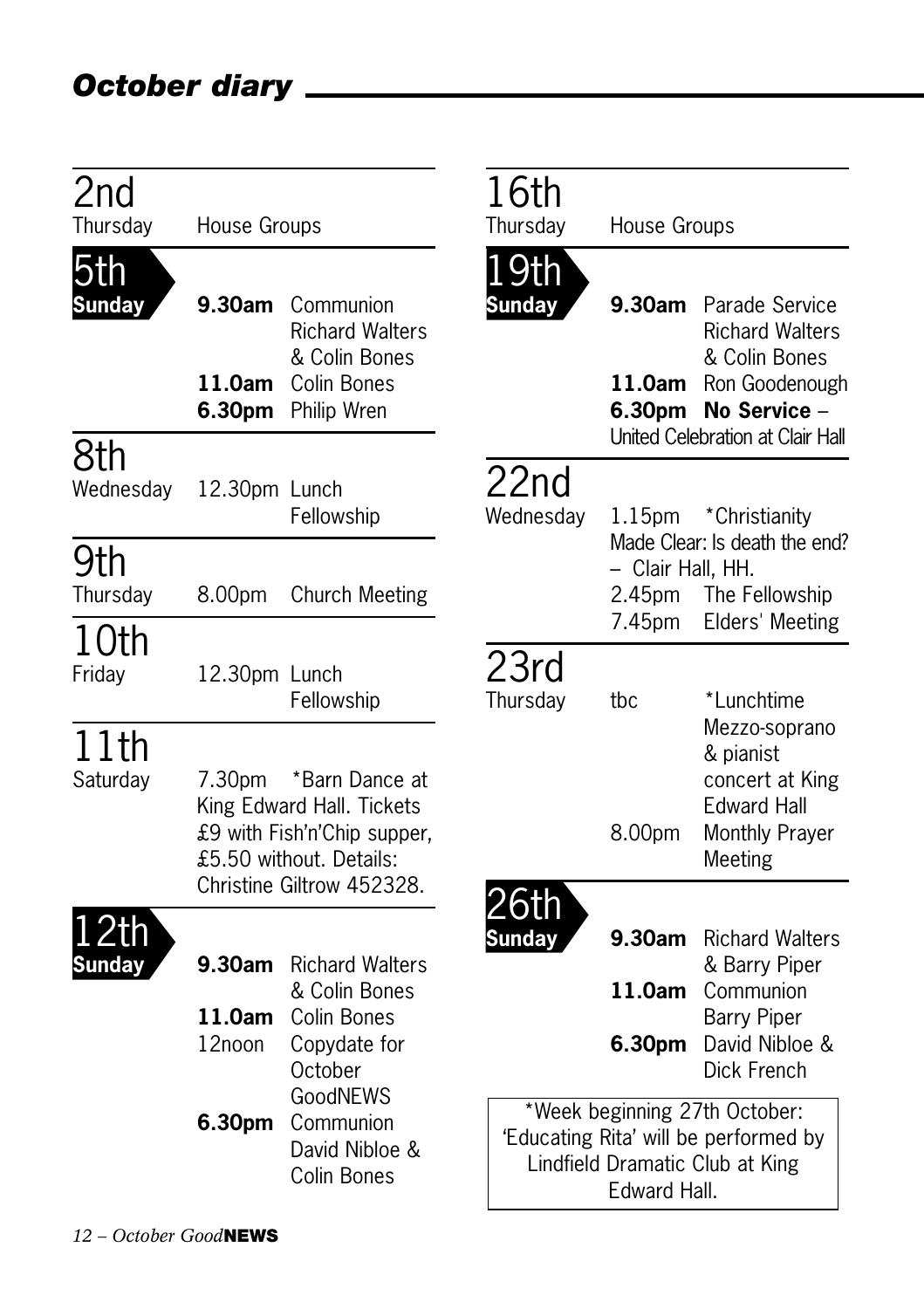# October diary

## 2nd
Thursday — House Groups

## 5th
**Sunday**

**9.30am** Communion Richard Walters & Colin Bones
**11.0am** Colin Bones
**6.30pm** Philip Wren

## 8th
Wednesday — 12.30pm Lunch Fellowship

## 9th
Thursday — 8.00pm Church Meeting

## 10th
Friday — 12.30pm Lunch Fellowship

## 11th
Saturday — 7.30pm *Barn Dance at King Edward Hall. Tickets £9 with Fish'n'Chip supper, £5.50 without. Details: Christine Giltrow 452328.

## 12th
**Sunday**

**9.30am** Richard Walters & Colin Bones
**11.0am** Colin Bones
12noon Copydate for October GoodNEWS
**6.30pm** Communion David Nibloe & Colin Bones

## 16th
Thursday — House Groups

## 19th
**Sunday**

**9.30am** Parade Service Richard Walters & Colin Bones
**11.0am** Ron Goodenough
**6.30pm** **No Service** – United Celebration at Clair Hall

## 22nd
Wednesday

1.15pm *Christianity Made Clear: Is death the end? – Clair Hall, HH.
2.45pm The Fellowship
7.45pm Elders' Meeting

## 23rd
Thursday

tbc *Lunchtime Mezzo-soprano & pianist concert at King Edward Hall
8.00pm Monthly Prayer Meeting

## 26th
**Sunday**

**9.30am** Richard Walters & Barry Piper
**11.0am** Communion Barry Piper
**6.30pm** David Nibloe & Dick French

*Week beginning 27th October: 'Educating Rita' will be performed by Lindfield Dramatic Club at King Edward Hall.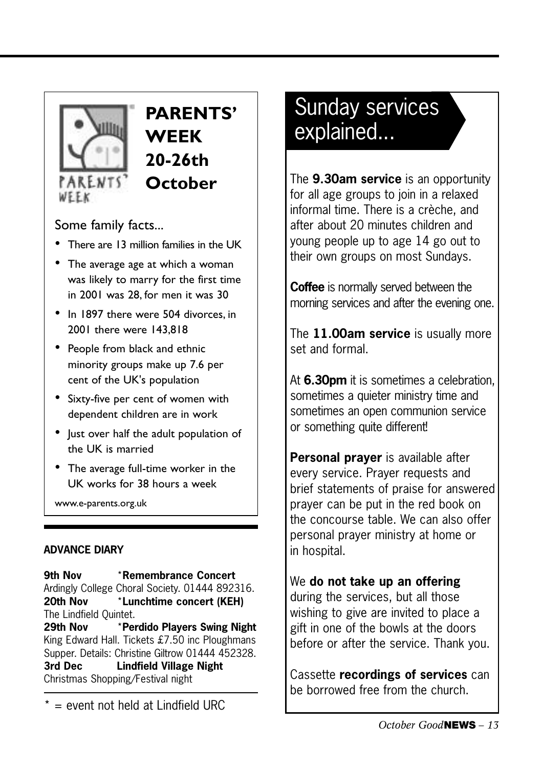## PARENTS' WEEK 20-26th October

Some family facts...

- There are 13 million families in the UK
- The average age at which a woman was likely to marry for the first time in 2001 was 28, for men it was 30
- In 1897 there were 504 divorces, in 2001 there were 143,818
- People from black and ethnic minority groups make up 7.6 per cent of the UK's population
- Sixty-five per cent of women with dependent children are in work
- Just over half the adult population of the UK is married
- The average full-time worker in the UK works for 38 hours a week

www.e-parents.org.uk

**ADVANCE DIARY**

**9th Nov** *__Remembrance Concert__
Ardingly College Choral Society. 01444 892316.
**20th Nov** *__Lunchtime concert (KEH)__
The Lindfield Quintet.
**29th Nov** *__Perdido Players Swing Night__
King Edward Hall. Tickets £7.50 inc Ploughmans Supper. Details: Christine Giltrow 01444 452328.
**3rd Dec** **Lindfield Village Night**
Christmas Shopping/Festival night

* = event not held at Lindfield URC

## Sunday services explained...

The **9.30am service** is an opportunity for all age groups to join in a relaxed informal time. There is a crèche, and after about 20 minutes children and young people up to age 14 go out to their own groups on most Sundays.

**Coffee** is normally served between the morning services and after the evening one.

The **11.00am service** is usually more set and formal.

At **6.30pm** it is sometimes a celebration, sometimes a quieter ministry time and sometimes an open communion service or something quite different!

**Personal prayer** is available after every service. Prayer requests and brief statements of praise for answered prayer can be put in the red book on the concourse table. We can also offer personal prayer ministry at home or in hospital.

We **do not take up an offering** during the services, but all those wishing to give are invited to place a gift in one of the bowls at the doors before or after the service. Thank you.

Cassette **recordings of services** can be borrowed free from the church.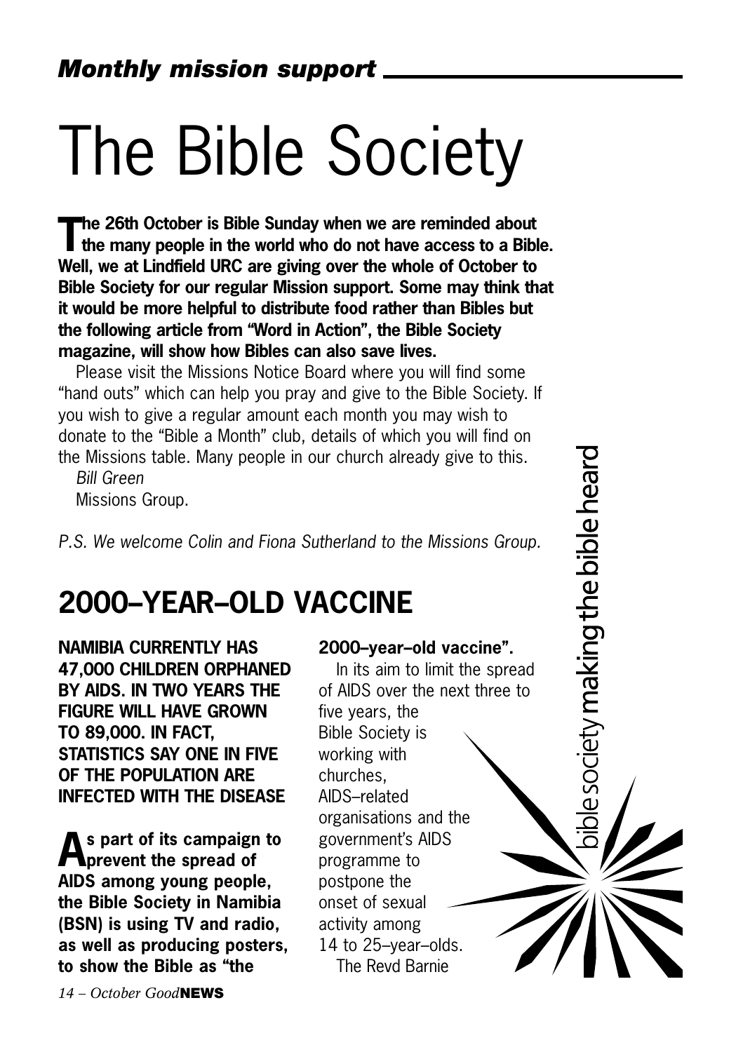## *Monthly mission support*

# The Bible Society

**The 26th October is Bible Sunday when we are reminded about the many people in the world who do not have access to a Bible. Well, we at Lindfield URC are giving over the whole of October to Bible Society for our regular Mission support. Some may think that it would be more helpful to distribute food rather than Bibles but the following article from "Word in Action", the Bible Society magazine, will show how Bibles can also save lives.**

Please visit the Missions Notice Board where you will find some "hand outs" which can help you pray and give to the Bible Society. If you wish to give a regular amount each month you may wish to donate to the "Bible a Month" club, details of which you will find on the Missions table. Many people in our church already give to this.

*Bill Green*

Missions Group.

*P.S. We welcome Colin and Fiona Sutherland to the Missions Group.*

## 2000–YEAR–OLD VACCINE

**NAMIBIA CURRENTLY HAS 47,000 CHILDREN ORPHANED BY AIDS. IN TWO YEARS THE FIGURE WILL HAVE GROWN TO 89,000. IN FACT, STATISTICS SAY ONE IN FIVE OF THE POPULATION ARE INFECTED WITH THE DISEASE**

**As part of its campaign to prevent the spread of AIDS among young people, the Bible Society in Namibia (BSN) is using TV and radio, as well as producing posters, to show the Bible as "the 2000–year–old vaccine".**

In its aim to limit the spread of AIDS over the next three to five years, the Bible Society is working with churches, AIDS–related organisations and the government's AIDS programme to postpone the onset of sexual activity among 14 to 25–year–olds.

The Revd Barnie

bible society making the bible heard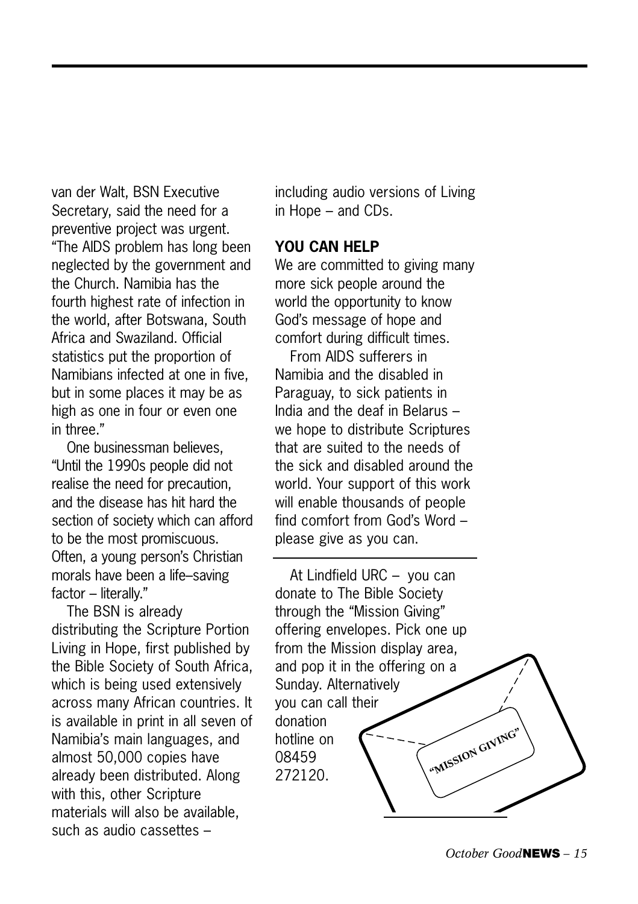van der Walt, BSN Executive Secretary, said the need for a preventive project was urgent. "The AIDS problem has long been neglected by the government and the Church. Namibia has the fourth highest rate of infection in the world, after Botswana, South Africa and Swaziland. Official statistics put the proportion of Namibians infected at one in five, but in some places it may be as high as one in four or even one in three."

One businessman believes, "Until the 1990s people did not realise the need for precaution, and the disease has hit hard the section of society which can afford to be the most promiscuous. Often, a young person's Christian morals have been a life–saving factor – literally."

The BSN is already distributing the Scripture Portion Living in Hope, first published by the Bible Society of South Africa, which is being used extensively across many African countries. It is available in print in all seven of Namibia's main languages, and almost 50,000 copies have already been distributed. Along with this, other Scripture materials will also be available, such as audio cassettes – including audio versions of Living in Hope – and CDs.

**YOU CAN HELP**

We are committed to giving many more sick people around the world the opportunity to know God's message of hope and comfort during difficult times.

From AIDS sufferers in Namibia and the disabled in Paraguay, to sick patients in India and the deaf in Belarus – we hope to distribute Scriptures that are suited to the needs of the sick and disabled around the world. Your support of this work will enable thousands of people find comfort from God's Word – please give as you can.

---

At Lindfield URC – you can donate to The Bible Society through the "Mission Giving" offering envelopes. Pick one up from the Mission display area, and pop it in the offering on a Sunday. Alternatively you can call their donation hotline on 08459 272120.

"MISSION GIVING"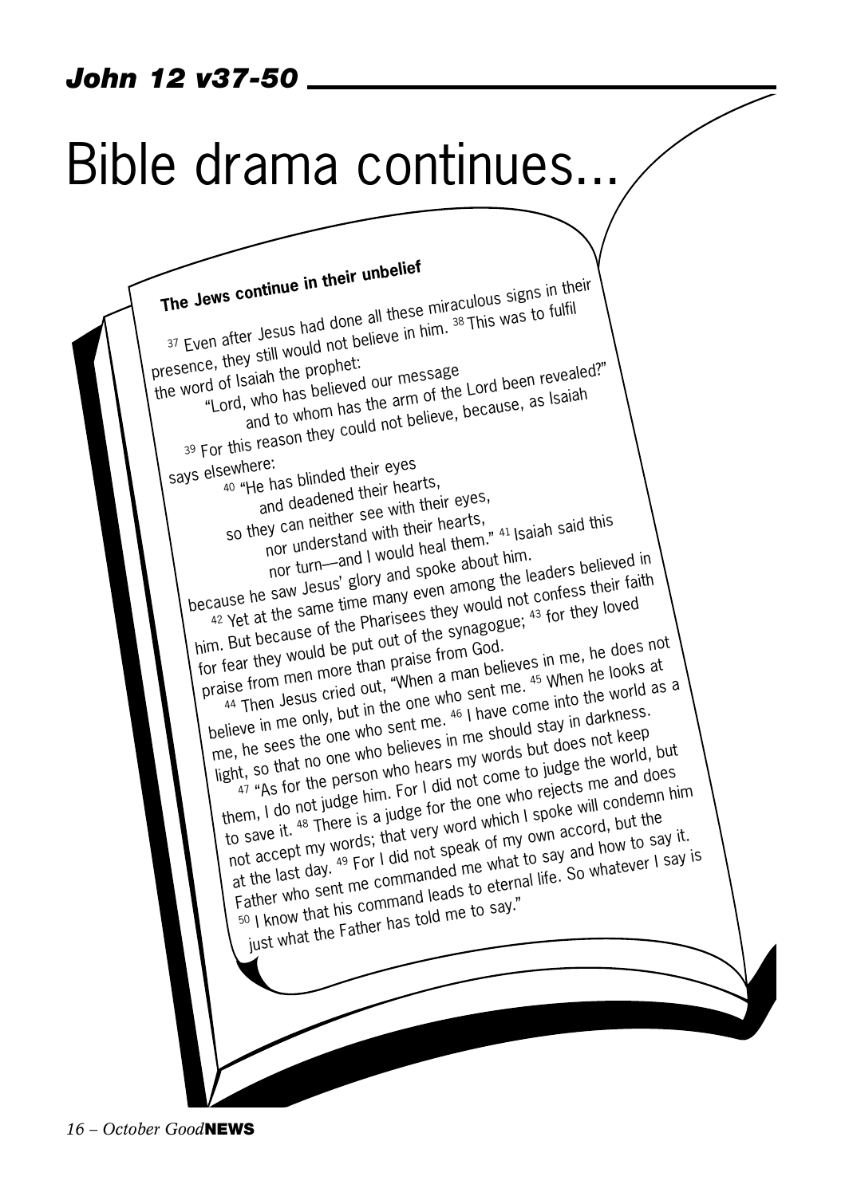## John 12 v37-50

# Bible drama continues...

### The Jews continue in their unbelief

[37] Even after Jesus had done all these miraculous signs in their presence, they still would not believe in him. [38] This was to fulfil the word of Isaiah the prophet:

> "Lord, who has believed our message
> and to whom has the arm of the Lord been revealed?"

[39] For this reason they could not believe, because, as Isaiah says elsewhere:

> [40] "He has blinded their eyes
> and deadened their hearts,
> so they can neither see with their eyes,
> nor understand with their hearts,
> nor turn—and I would heal them."

[41] Isaiah said this because he saw Jesus' glory and spoke about him.

[42] Yet at the same time many even among the leaders believed in him. But because of the Pharisees they would not confess their faith for fear they would be put out of the synagogue; [43] for they loved praise from men more than praise from God.

[44] Then Jesus cried out, "When a man believes in me, he does not believe in me only, but in the one who sent me. [45] When he looks at me, he sees the one who sent me. [46] I have come into the world as a light, so that no one who believes in me should stay in darkness.

[47] "As for the person who hears my words but does not keep them, I do not judge him. For I did not come to judge the world, but to save it. [48] There is a judge for the one who rejects me and does not accept my words; that very word which I spoke will condemn him at the last day. [49] For I did not speak of my own accord, but the Father who sent me commanded me what to say and how to say it. [50] I know that his command leads to eternal life. So whatever I say is just what the Father has told me to say."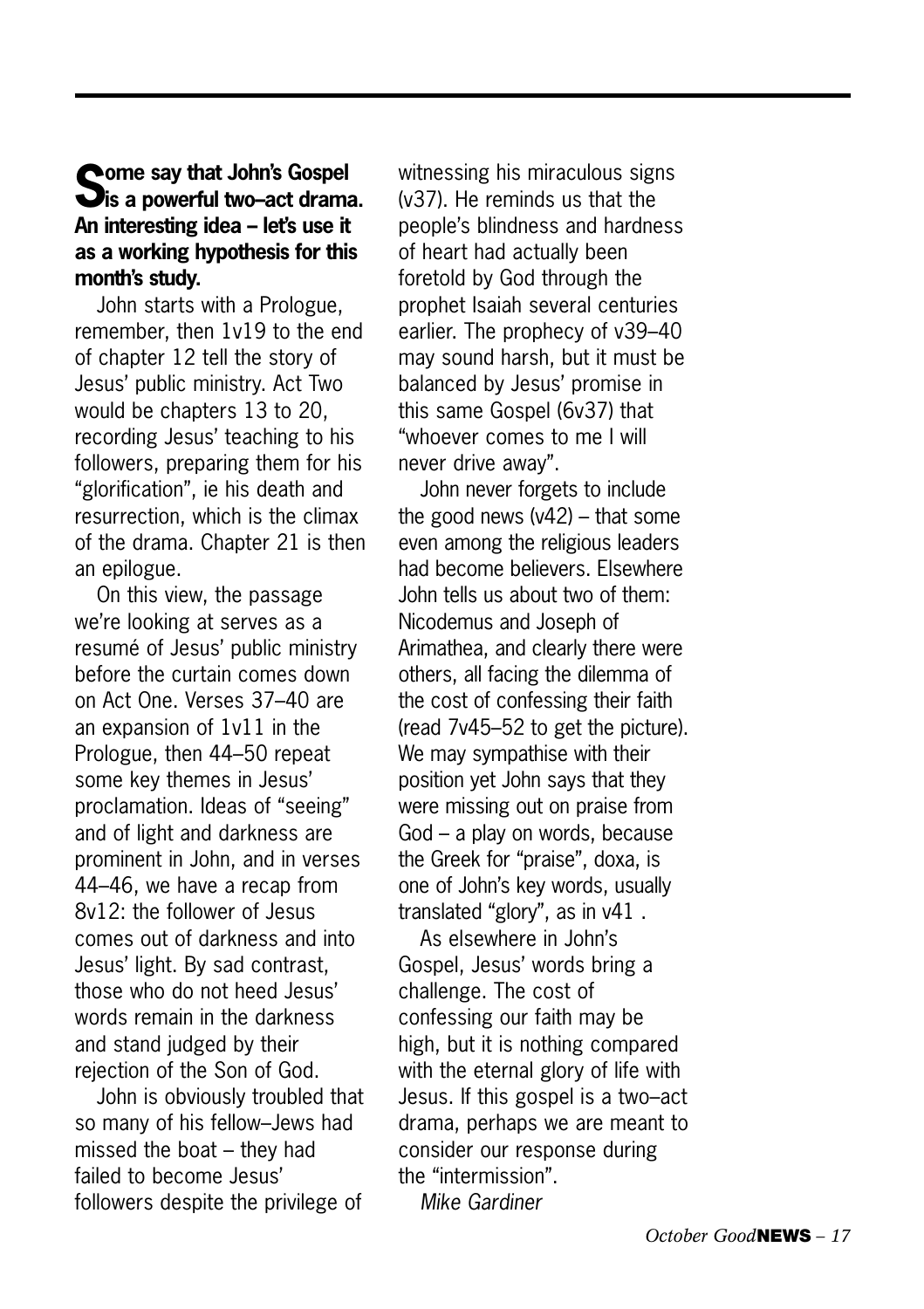**Some say that John's Gospel is a powerful two–act drama. An interesting idea – let's use it as a working hypothesis for this month's study.**

John starts with a Prologue, remember, then 1v19 to the end of chapter 12 tell the story of Jesus' public ministry. Act Two would be chapters 13 to 20, recording Jesus' teaching to his followers, preparing them for his "glorification", ie his death and resurrection, which is the climax of the drama. Chapter 21 is then an epilogue.

On this view, the passage we're looking at serves as a resumé of Jesus' public ministry before the curtain comes down on Act One. Verses 37–40 are an expansion of 1v11 in the Prologue, then 44–50 repeat some key themes in Jesus' proclamation. Ideas of "seeing" and of light and darkness are prominent in John, and in verses 44–46, we have a recap from 8v12: the follower of Jesus comes out of darkness and into Jesus' light. By sad contrast, those who do not heed Jesus' words remain in the darkness and stand judged by their rejection of the Son of God.

John is obviously troubled that so many of his fellow–Jews had missed the boat – they had failed to become Jesus' followers despite the privilege of witnessing his miraculous signs (v37). He reminds us that the people's blindness and hardness of heart had actually been foretold by God through the prophet Isaiah several centuries earlier. The prophecy of v39–40 may sound harsh, but it must be balanced by Jesus' promise in this same Gospel (6v37) that "whoever comes to me I will never drive away".

John never forgets to include the good news (v42) – that some even among the religious leaders had become believers. Elsewhere John tells us about two of them: Nicodemus and Joseph of Arimathea, and clearly there were others, all facing the dilemma of the cost of confessing their faith (read 7v45–52 to get the picture). We may sympathise with their position yet John says that they were missing out on praise from God – a play on words, because the Greek for "praise", doxa, is one of John's key words, usually translated "glory", as in v41 .

As elsewhere in John's Gospel, Jesus' words bring a challenge. The cost of confessing our faith may be high, but it is nothing compared with the eternal glory of life with Jesus. If this gospel is a two–act drama, perhaps we are meant to consider our response during the "intermission".

*Mike Gardiner*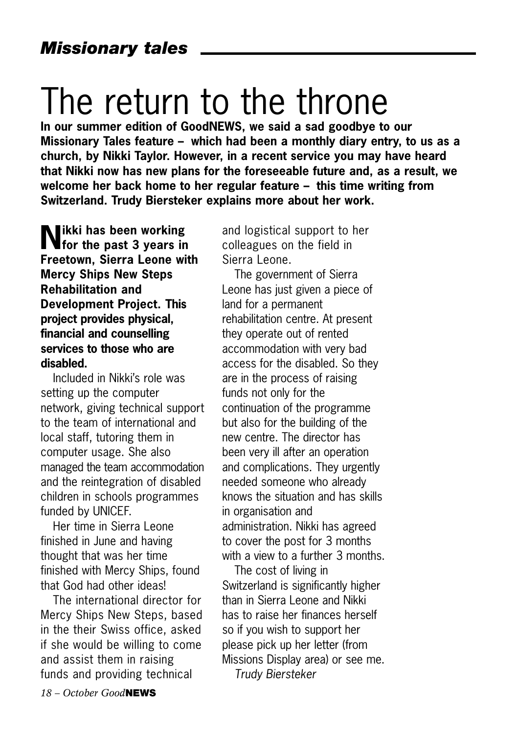## *Missionary tales*

# The return to the throne

**In our summer edition of GoodNEWS, we said a sad goodbye to our Missionary Tales feature – which had been a monthly diary entry, to us as a church, by Nikki Taylor. However, in a recent service you may have heard that Nikki now has new plans for the foreseeable future and, as a result, we welcome her back home to her regular feature – this time writing from Switzerland. Trudy Biersteker explains more about her work.**

**Nikki has been working for the past 3 years in Freetown, Sierra Leone with Mercy Ships New Steps Rehabilitation and Development Project. This project provides physical, financial and counselling services to those who are disabled.**

Included in Nikki's role was setting up the computer network, giving technical support to the team of international and local staff, tutoring them in computer usage. She also managed the team accommodation and the reintegration of disabled children in schools programmes funded by UNICEF.

Her time in Sierra Leone finished in June and having thought that was her time finished with Mercy Ships, found that God had other ideas!

The international director for Mercy Ships New Steps, based in the their Swiss office, asked if she would be willing to come and assist them in raising funds and providing technical and logistical support to her colleagues on the field in Sierra Leone.

The government of Sierra Leone has just given a piece of land for a permanent rehabilitation centre. At present they operate out of rented accommodation with very bad access for the disabled. So they are in the process of raising funds not only for the continuation of the programme but also for the building of the new centre. The director has been very ill after an operation and complications. They urgently needed someone who already knows the situation and has skills in organisation and administration. Nikki has agreed to cover the post for 3 months with a view to a further 3 months.

The cost of living in Switzerland is significantly higher than in Sierra Leone and Nikki has to raise her finances herself so if you wish to support her please pick up her letter (from Missions Display area) or see me.

*Trudy Biersteker*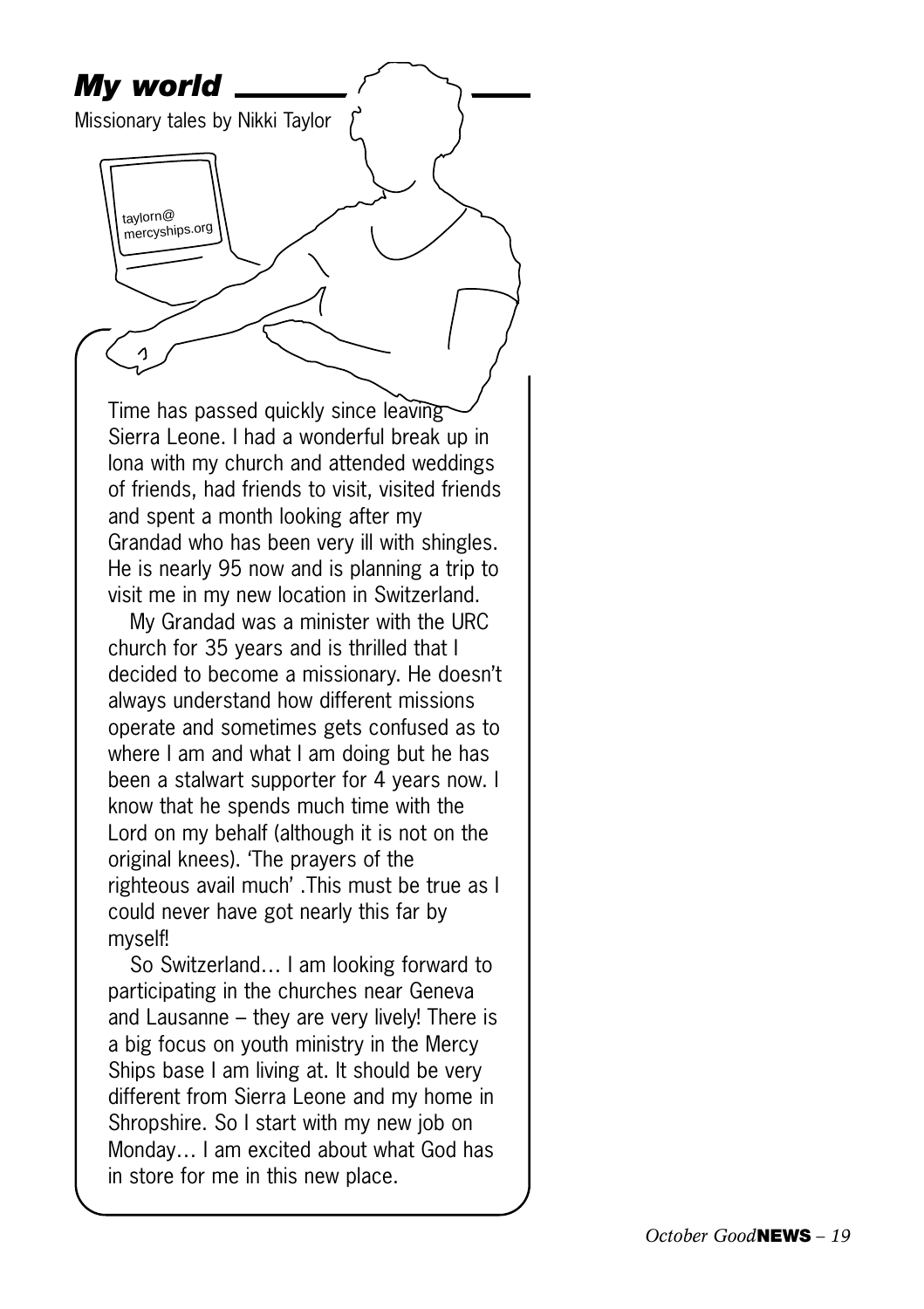## *My world*

Missionary tales by Nikki Taylor

taylorn@mercyships.org

Time has passed quickly since leaving Sierra Leone. I had a wonderful break up in Iona with my church and attended weddings of friends, had friends to visit, visited friends and spent a month looking after my Grandad who has been very ill with shingles. He is nearly 95 now and is planning a trip to visit me in my new location in Switzerland.

My Grandad was a minister with the URC church for 35 years and is thrilled that I decided to become a missionary. He doesn't always understand how different missions operate and sometimes gets confused as to where I am and what I am doing but he has been a stalwart supporter for 4 years now. I know that he spends much time with the Lord on my behalf (although it is not on the original knees). 'The prayers of the righteous avail much' .This must be true as I could never have got nearly this far by myself!

So Switzerland… I am looking forward to participating in the churches near Geneva and Lausanne – they are very lively! There is a big focus on youth ministry in the Mercy Ships base I am living at. It should be very different from Sierra Leone and my home in Shropshire. So I start with my new job on Monday… I am excited about what God has in store for me in this new place.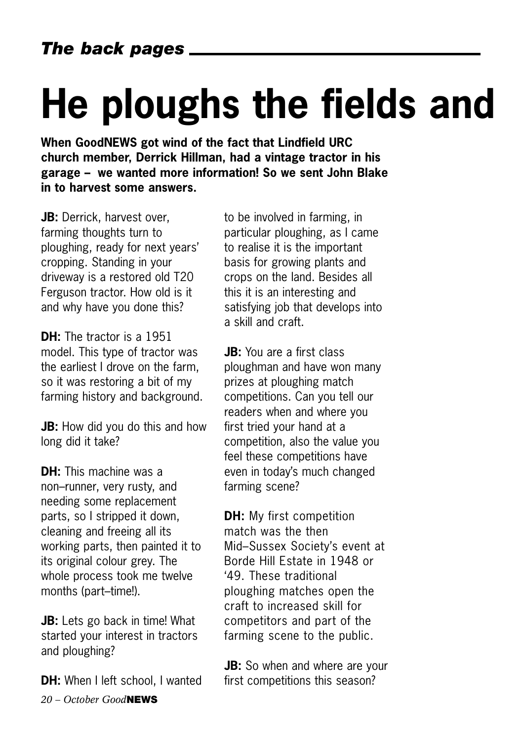# He ploughs the fields and

**When GoodNEWS got wind of the fact that Lindfield URC church member, Derrick Hillman, had a vintage tractor in his garage – we wanted more information! So we sent John Blake in to harvest some answers.**

**JB:** Derrick, harvest over, farming thoughts turn to ploughing, ready for next years' cropping. Standing in your driveway is a restored old T20 Ferguson tractor. How old is it and why have you done this?

**DH:** The tractor is a 1951 model. This type of tractor was the earliest I drove on the farm, so it was restoring a bit of my farming history and background.

**JB:** How did you do this and how long did it take?

**DH:** This machine was a non–runner, very rusty, and needing some replacement parts, so I stripped it down, cleaning and freeing all its working parts, then painted it to its original colour grey. The whole process took me twelve months (part–time!).

**JB:** Lets go back in time! What started your interest in tractors and ploughing?

**DH:** When I left school, I wanted to be involved in farming, in particular ploughing, as I came to realise it is the important basis for growing plants and crops on the land. Besides all this it is an interesting and satisfying job that develops into a skill and craft.

**JB:** You are a first class ploughman and have won many prizes at ploughing match competitions. Can you tell our readers when and where you first tried your hand at a competition, also the value you feel these competitions have even in today's much changed farming scene?

**DH:** My first competition match was the then Mid–Sussex Society's event at Borde Hill Estate in 1948 or '49. These traditional ploughing matches open the craft to increased skill for competitors and part of the farming scene to the public.

**JB:** So when and where are your first competitions this season?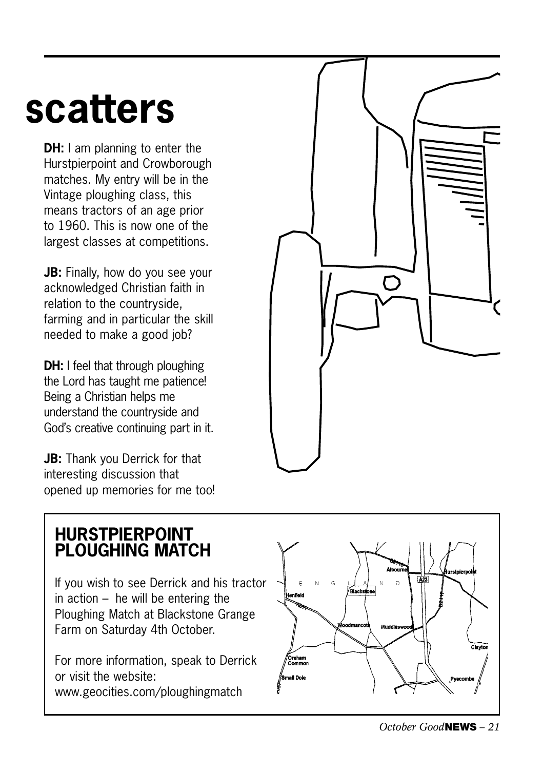# scatters

**DH:** I am planning to enter the Hurstpierpoint and Crowborough matches. My entry will be in the Vintage ploughing class, this means tractors of an age prior to 1960. This is now one of the largest classes at competitions.

**JB:** Finally, how do you see your acknowledged Christian faith in relation to the countryside, farming and in particular the skill needed to make a good job?

**DH:** I feel that through ploughing the Lord has taught me patience! Being a Christian helps me understand the countryside and God's creative continuing part in it.

**JB:** Thank you Derrick for that interesting discussion that opened up memories for me too!

## HURSTPIERPOINT PLOUGHING MATCH

If you wish to see Derrick and his tractor in action – he will be entering the Ploughing Match at Blackstone Grange Farm on Saturday 4th October.

For more information, speak to Derrick or visit the website: www.geocities.com/ploughingmatch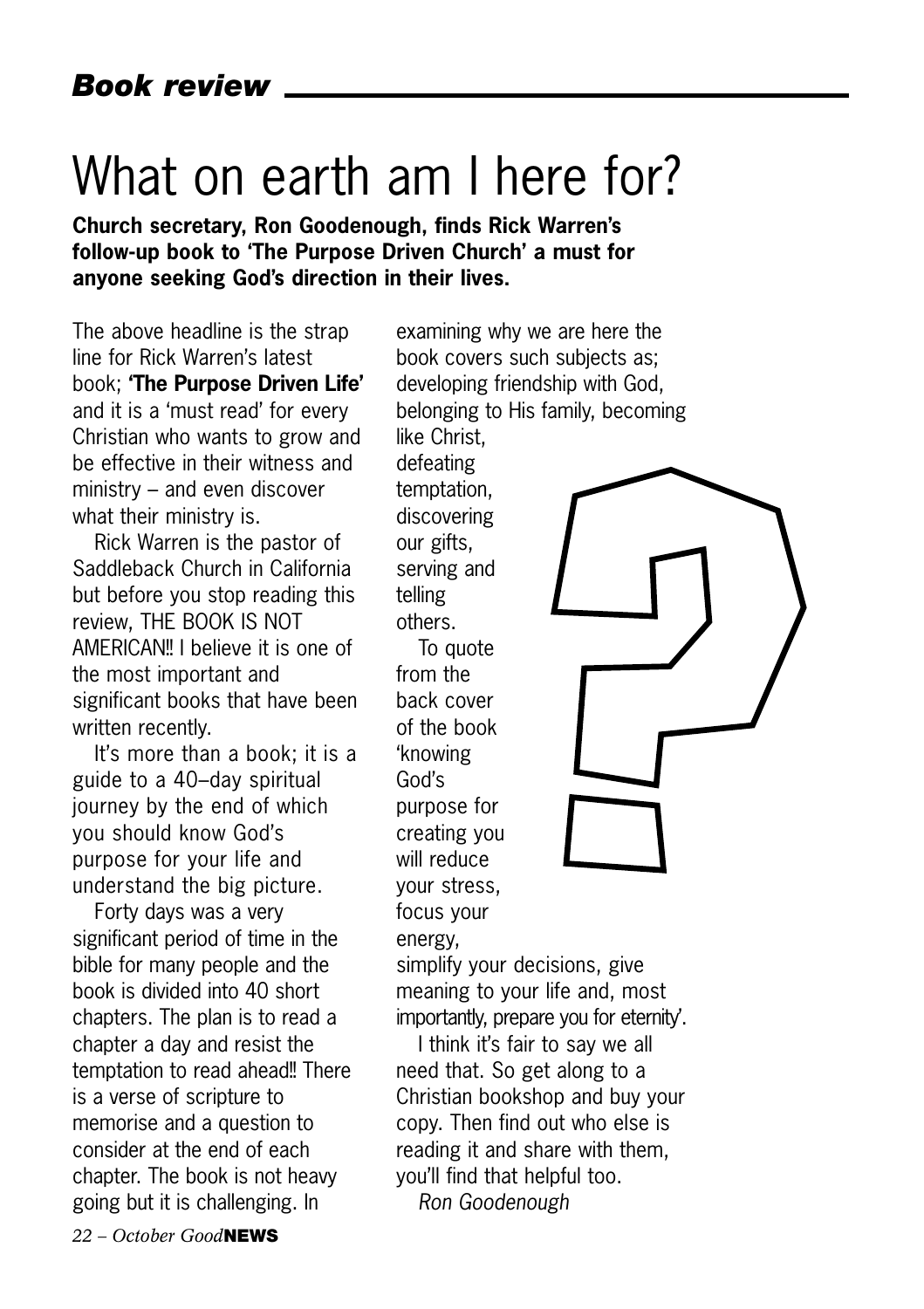## *Book review*

# What on earth am I here for?

**Church secretary, Ron Goodenough, finds Rick Warren's follow-up book to 'The Purpose Driven Church' a must for anyone seeking God's direction in their lives.**

The above headline is the strap line for Rick Warren's latest book; **'The Purpose Driven Life'** and it is a 'must read' for every Christian who wants to grow and be effective in their witness and ministry – and even discover what their ministry is.

Rick Warren is the pastor of Saddleback Church in California but before you stop reading this review, THE BOOK IS NOT AMERICAN!! I believe it is one of the most important and significant books that have been written recently.

It's more than a book; it is a guide to a 40–day spiritual journey by the end of which you should know God's purpose for your life and understand the big picture.

Forty days was a very significant period of time in the bible for many people and the book is divided into 40 short chapters. The plan is to read a chapter a day and resist the temptation to read ahead!! There is a verse of scripture to memorise and a question to consider at the end of each chapter. The book is not heavy going but it is challenging. In examining why we are here the book covers such subjects as; developing friendship with God, belonging to His family, becoming like Christ, defeating temptation, discovering our gifts, serving and telling others.

To quote from the back cover of the book 'knowing God's purpose for creating you will reduce your stress, focus your energy, simplify your decisions, give meaning to your life and, most importantly, prepare you for eternity'.

I think it's fair to say we all need that. So get along to a Christian bookshop and buy your copy. Then find out who else is reading it and share with them, you'll find that helpful too.

*Ron Goodenough*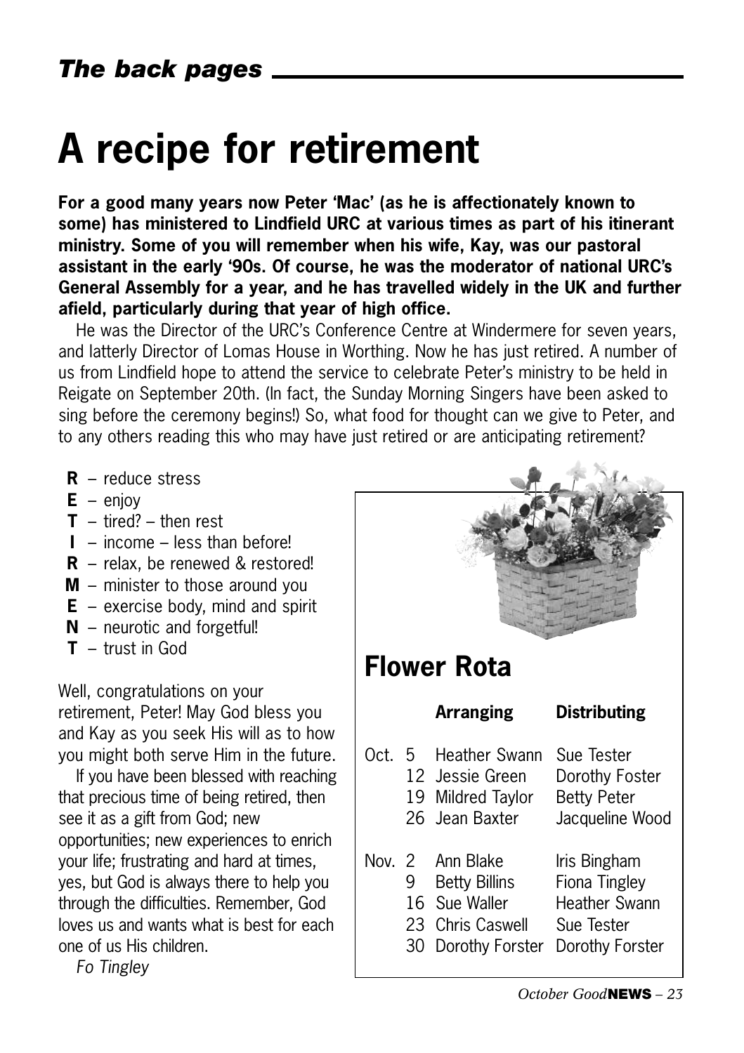*The back pages*

# A recipe for retirement

**For a good many years now Peter 'Mac' (as he is affectionately known to some) has ministered to Lindfield URC at various times as part of his itinerant ministry. Some of you will remember when his wife, Kay, was our pastoral assistant in the early '90s. Of course, he was the moderator of national URC's General Assembly for a year, and he has travelled widely in the UK and further afield, particularly during that year of high office.**

He was the Director of the URC's Conference Centre at Windermere for seven years, and latterly Director of Lomas House in Worthing. Now he has just retired. A number of us from Lindfield hope to attend the service to celebrate Peter's ministry to be held in Reigate on September 20th. (In fact, the Sunday Morning Singers have been asked to sing before the ceremony begins!) So, what food for thought can we give to Peter, and to any others reading this who may have just retired or are anticipating retirement?

- **R** – reduce stress
- **E** – enjoy
- **T** – tired? – then rest
- **I** – income – less than before!
- **R** – relax, be renewed & restored!
- **M** – minister to those around you
- **E** – exercise body, mind and spirit
- **N** – neurotic and forgetful!
- **T** – trust in God

Well, congratulations on your retirement, Peter! May God bless you and Kay as you seek His will as to how you might both serve Him in the future.

If you have been blessed with reaching that precious time of being retired, then see it as a gift from God; new opportunities; new experiences to enrich your life; frustrating and hard at times, yes, but God is always there to help you through the difficulties. Remember, God loves us and wants what is best for each one of us His children.

*Fo Tingley*

## Flower Rota

| | | Arranging | Distributing |
|---|---|---|---|
| Oct. | 5 | Heather Swann | Sue Tester |
| | 12 | Jessie Green | Dorothy Foster |
| | 19 | Mildred Taylor | Betty Peter |
| | 26 | Jean Baxter | Jacqueline Wood |
| Nov. | 2 | Ann Blake | Iris Bingham |
| | 9 | Betty Billins | Fiona Tingley |
| | 16 | Sue Waller | Heather Swann |
| | 23 | Chris Caswell | Sue Tester |
| | 30 | Dorothy Forster | Dorothy Forster |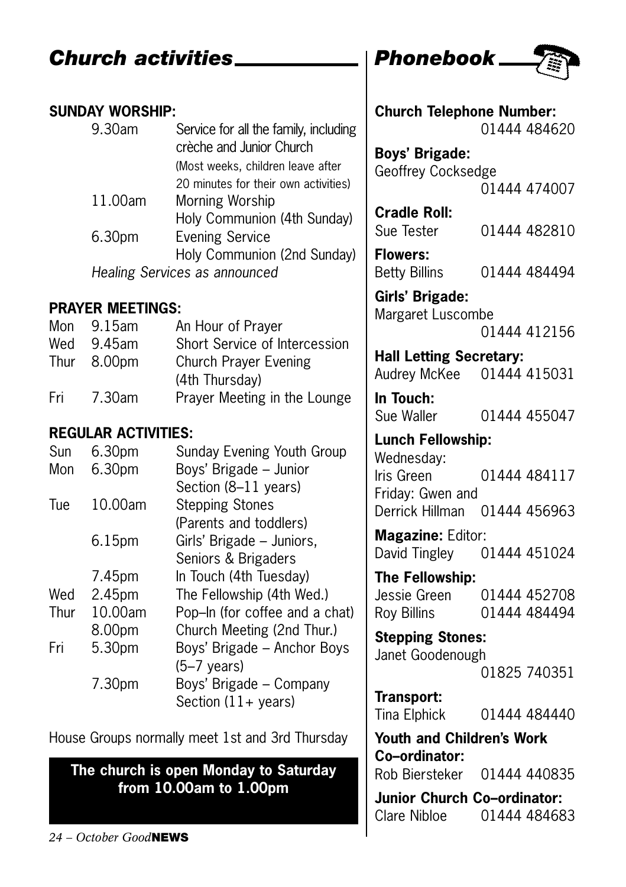## Church activities

**SUNDAY WORSHIP:**

| | |
|---|---|
| 9.30am | Service for all the family, including crèche and Junior Church (Most weeks, children leave after 20 minutes for their own activities) |
| 11.00am | Morning Worship<br>Holy Communion (4th Sunday) |
| 6.30pm | Evening Service<br>Holy Communion (2nd Sunday) |

*Healing Services as announced*

**PRAYER MEETINGS:**

| | | |
|---|---|---|
| Mon | 9.15am | An Hour of Prayer |
| Wed | 9.45am | Short Service of Intercession |
| Thur | 8.00pm | Church Prayer Evening (4th Thursday) |
| Fri | 7.30am | Prayer Meeting in the Lounge |

**REGULAR ACTIVITIES:**

| | | |
|---|---|---|
| Sun | 6.30pm | Sunday Evening Youth Group |
| Mon | 6.30pm | Boys' Brigade – Junior Section (8–11 years) |
| Tue | 10.00am | Stepping Stones (Parents and toddlers) |
| | 6.15pm | Girls' Brigade – Juniors, Seniors & Brigaders |
| | 7.45pm | In Touch (4th Tuesday) |
| Wed | 2.45pm | The Fellowship (4th Wed.) |
| Thur | 10.00am | Pop–In (for coffee and a chat) |
| | 8.00pm | Church Meeting (2nd Thur.) |
| Fri | 5.30pm | Boys' Brigade – Anchor Boys (5–7 years) |
| | 7.30pm | Boys' Brigade – Company Section (11+ years) |

House Groups normally meet 1st and 3rd Thursday

**The church is open Monday to Saturday from 10.00am to 1.00pm**

## Phonebook

**Church Telephone Number:** 01444 484620

**Boys' Brigade:**
Geoffrey Cocksedge 01444 474007

**Cradle Roll:**
Sue Tester 01444 482810

**Flowers:**
Betty Billins 01444 484494

**Girls' Brigade:**
Margaret Luscombe 01444 412156

**Hall Letting Secretary:**
Audrey McKee 01444 415031

**In Touch:**
Sue Waller 01444 455047

**Lunch Fellowship:**
Wednesday:
Iris Green 01444 484117
Friday: Gwen and Derrick Hillman 01444 456963

**Magazine:** Editor:
David Tingley 01444 451024

**The Fellowship:**
Jessie Green 01444 452708
Roy Billins 01444 484494

**Stepping Stones:**
Janet Goodenough 01825 740351

**Transport:**
Tina Elphick 01444 484440

**Youth and Children's Work Co–ordinator:**
Rob Biersteker 01444 440835

**Junior Church Co–ordinator:**
Clare Nibloe 01444 484683